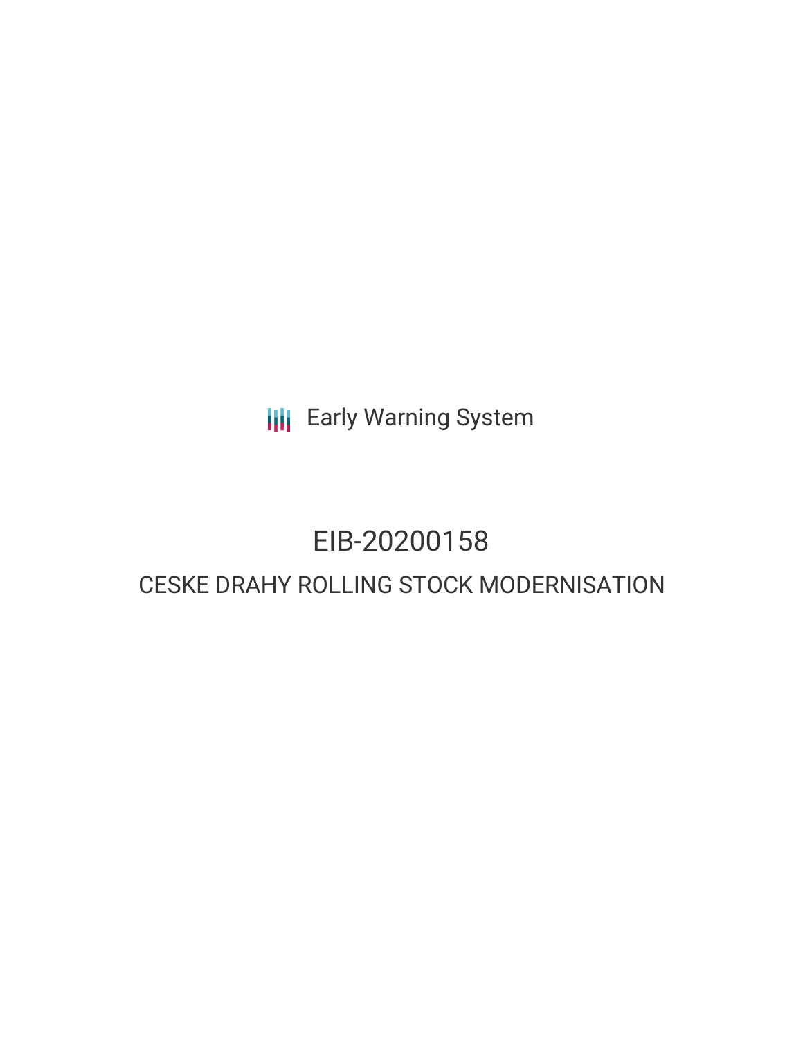Early Warning System

# EIB-20200158

## CESKE DRAHY ROLLING STOCK MODERNISATION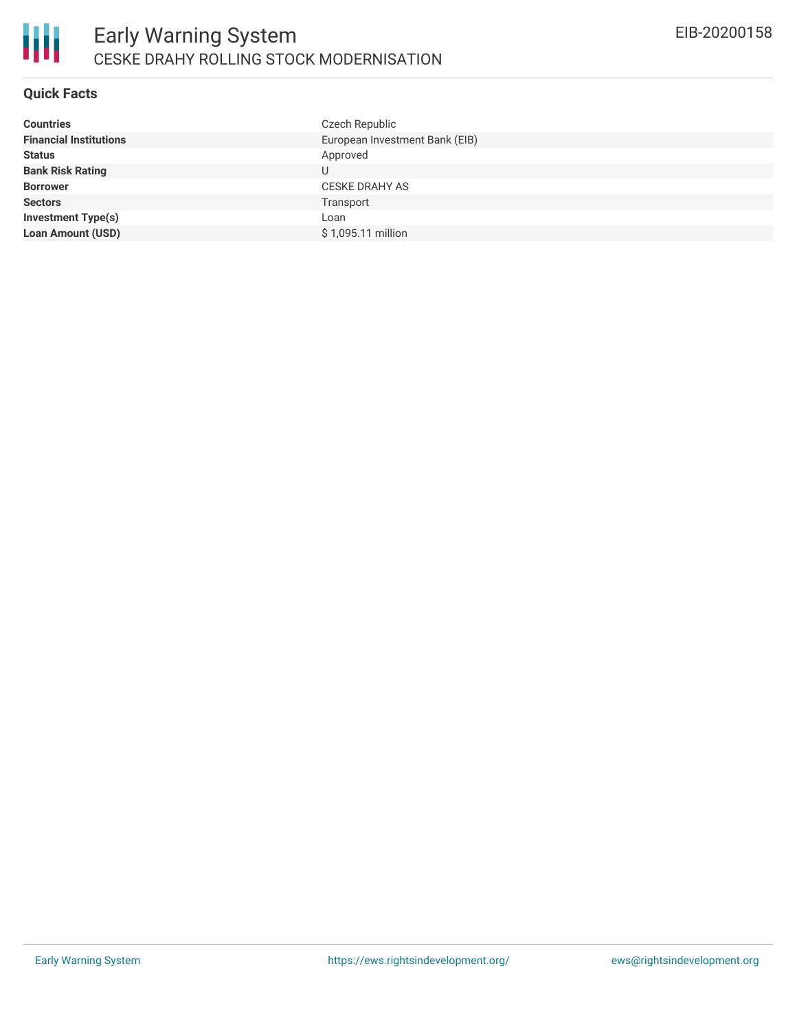## Quick Facts

| | |
|---|---|
| **Countries** | Czech Republic |
| **Financial Institutions** | European Investment Bank (EIB) |
| **Status** | Approved |
| **Bank Risk Rating** | U |
| **Borrower** | CESKE DRAHY AS |
| **Sectors** | Transport |
| **Investment Type(s)** | Loan |
| **Loan Amount (USD)** | $ 1,095.11 million |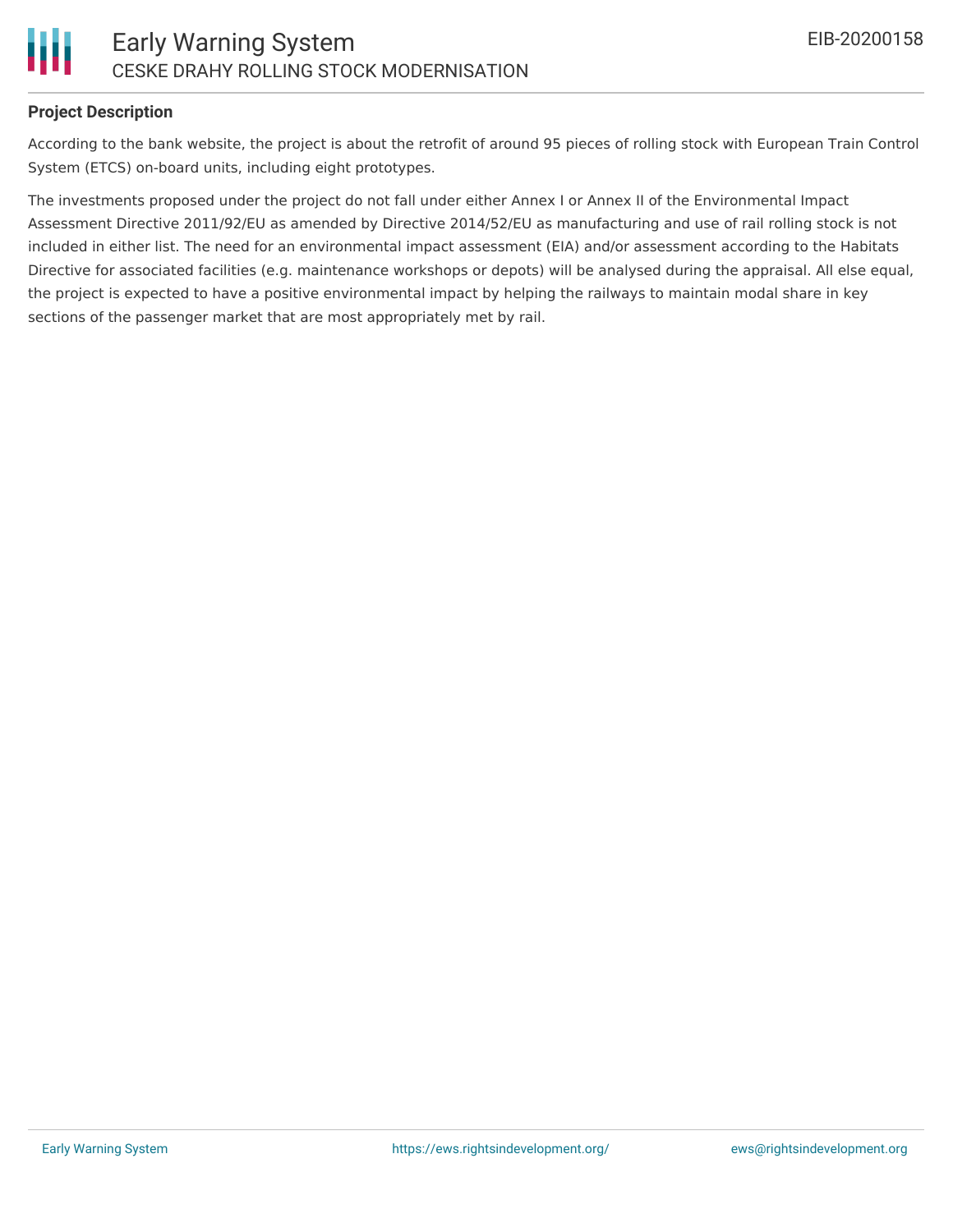**Project Description**

According to the bank website, the project is about the retrofit of around 95 pieces of rolling stock with European Train Control System (ETCS) on-board units, including eight prototypes.

The investments proposed under the project do not fall under either Annex I or Annex II of the Environmental Impact Assessment Directive 2011/92/EU as amended by Directive 2014/52/EU as manufacturing and use of rail rolling stock is not included in either list. The need for an environmental impact assessment (EIA) and/or assessment according to the Habitats Directive for associated facilities (e.g. maintenance workshops or depots) will be analysed during the appraisal. All else equal, the project is expected to have a positive environmental impact by helping the railways to maintain modal share in key sections of the passenger market that are most appropriately met by rail.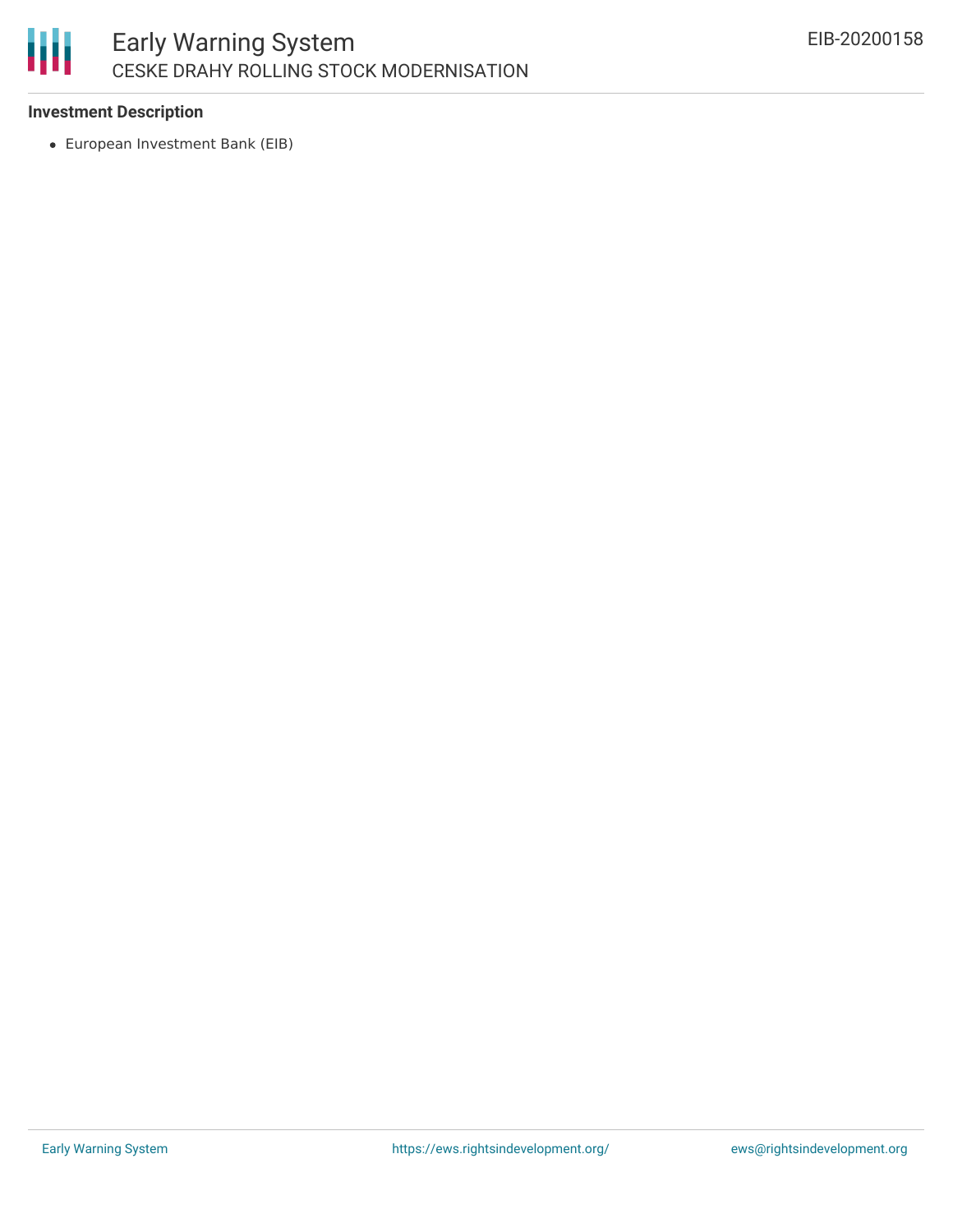### Investment Description

- European Investment Bank (EIB)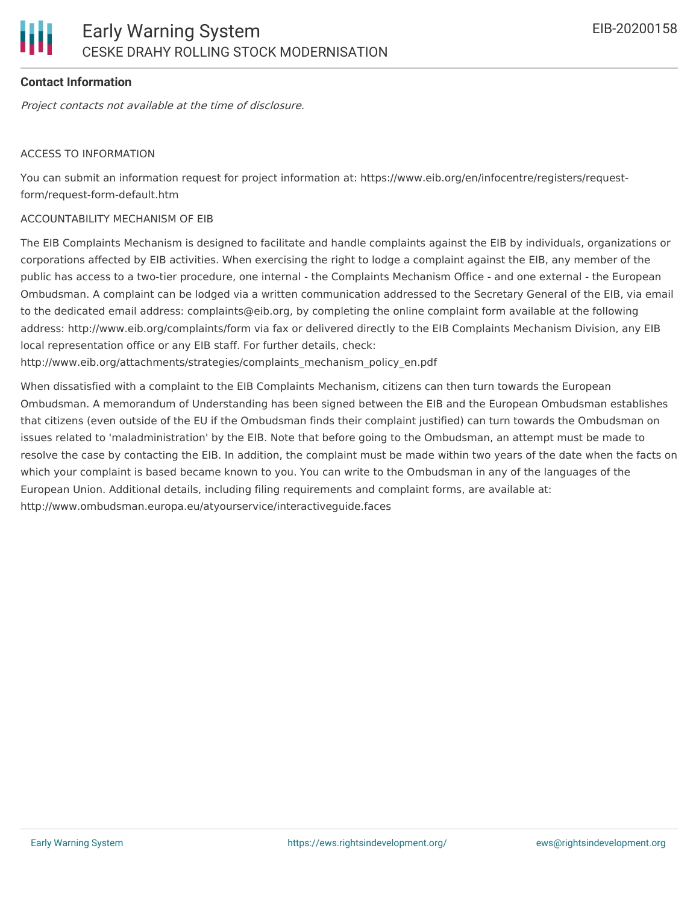**Contact Information**

*Project contacts not available at the time of disclosure.*

ACCESS TO INFORMATION

You can submit an information request for project information at: https://www.eib.org/en/infocentre/registers/request-form/request-form-default.htm

ACCOUNTABILITY MECHANISM OF EIB

The EIB Complaints Mechanism is designed to facilitate and handle complaints against the EIB by individuals, organizations or corporations affected by EIB activities. When exercising the right to lodge a complaint against the EIB, any member of the public has access to a two-tier procedure, one internal - the Complaints Mechanism Office - and one external - the European Ombudsman. A complaint can be lodged via a written communication addressed to the Secretary General of the EIB, via email to the dedicated email address: complaints@eib.org, by completing the online complaint form available at the following address: http://www.eib.org/complaints/form via fax or delivered directly to the EIB Complaints Mechanism Division, any EIB local representation office or any EIB staff. For further details, check: http://www.eib.org/attachments/strategies/complaints_mechanism_policy_en.pdf

When dissatisfied with a complaint to the EIB Complaints Mechanism, citizens can then turn towards the European Ombudsman. A memorandum of Understanding has been signed between the EIB and the European Ombudsman establishes that citizens (even outside of the EU if the Ombudsman finds their complaint justified) can turn towards the Ombudsman on issues related to 'maladministration' by the EIB. Note that before going to the Ombudsman, an attempt must be made to resolve the case by contacting the EIB. In addition, the complaint must be made within two years of the date when the facts on which your complaint is based became known to you. You can write to the Ombudsman in any of the languages of the European Union. Additional details, including filing requirements and complaint forms, are available at: http://www.ombudsman.europa.eu/atyourservice/interactiveguide.faces